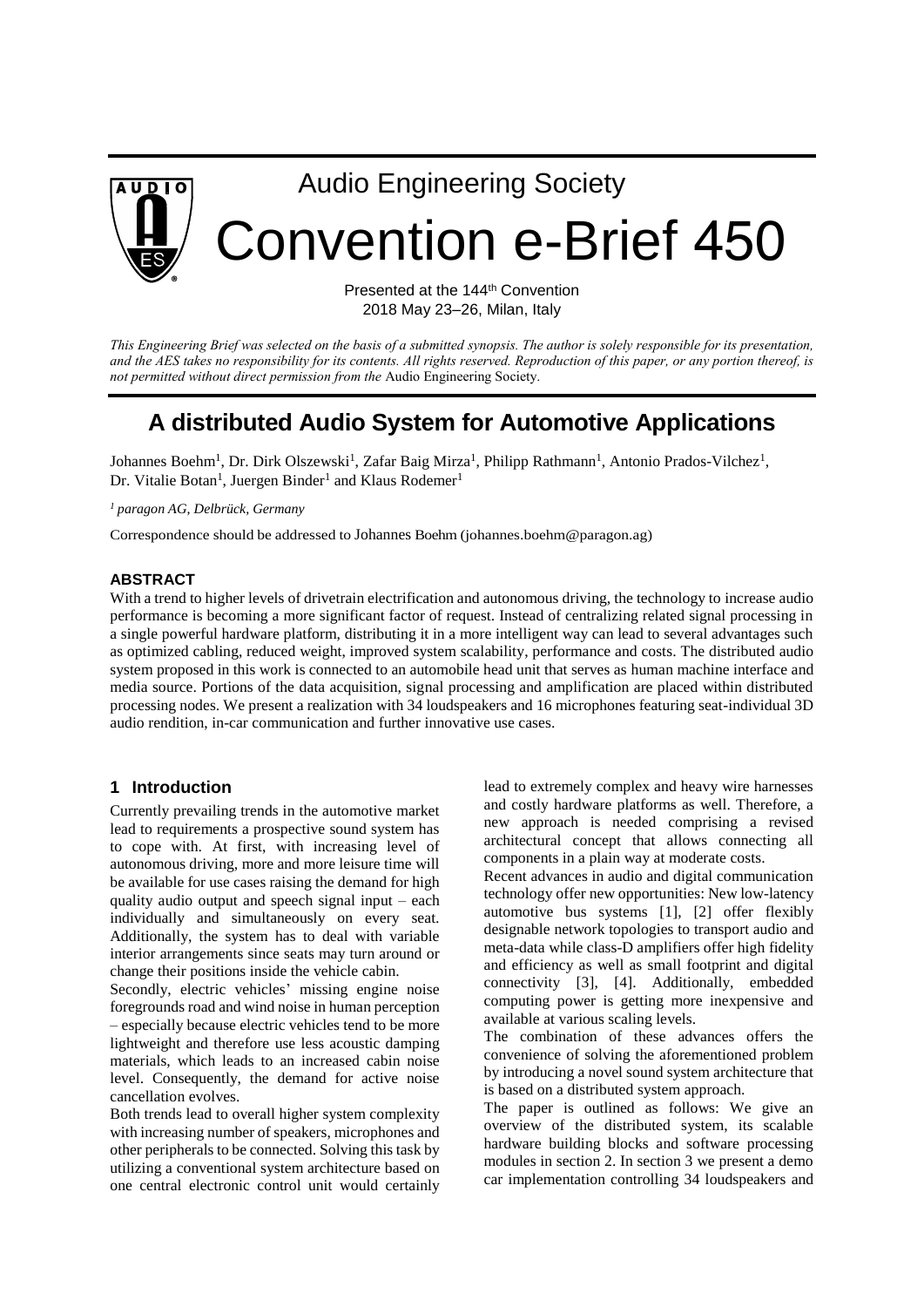# Audio Engineering Society

# Convention e-Brief 450

Presented at the 144th Convention
2018 May 23–26, Milan, Italy

*This Engineering Brief was selected on the basis of a submitted synopsis. The author is solely responsible for its presentation, and the AES takes no responsibility for its contents. All rights reserved. Reproduction of this paper, or any portion thereof, is not permitted without direct permission from the* Audio Engineering Society.

## A distributed Audio System for Automotive Applications

Johannes Boehm[1], Dr. Dirk Olszewski[1], Zafar Baig Mirza[1], Philipp Rathmann[1], Antonio Prados-Vilchez[1], Dr. Vitalie Botan[1], Juergen Binder[1] and Klaus Rodemer[1]

*[1] paragon AG, Delbrück, Germany*

Correspondence should be addressed to Johannes Boehm (johannes.boehm@paragon.ag)

### ABSTRACT

With a trend to higher levels of drivetrain electrification and autonomous driving, the technology to increase audio performance is becoming a more significant factor of request. Instead of centralizing related signal processing in a single powerful hardware platform, distributing it in a more intelligent way can lead to several advantages such as optimized cabling, reduced weight, improved system scalability, performance and costs. The distributed audio system proposed in this work is connected to an automobile head unit that serves as human machine interface and media source. Portions of the data acquisition, signal processing and amplification are placed within distributed processing nodes. We present a realization with 34 loudspeakers and 16 microphones featuring seat-individual 3D audio rendition, in-car communication and further innovative use cases.

### 1 Introduction

Currently prevailing trends in the automotive market lead to requirements a prospective sound system has to cope with. At first, with increasing level of autonomous driving, more and more leisure time will be available for use cases raising the demand for high quality audio output and speech signal input – each individually and simultaneously on every seat. Additionally, the system has to deal with variable interior arrangements since seats may turn around or change their positions inside the vehicle cabin.

Secondly, electric vehicles' missing engine noise foregrounds road and wind noise in human perception – especially because electric vehicles tend to be more lightweight and therefore use less acoustic damping materials, which leads to an increased cabin noise level. Consequently, the demand for active noise cancellation evolves.

Both trends lead to overall higher system complexity with increasing number of speakers, microphones and other peripherals to be connected. Solving this task by utilizing a conventional system architecture based on one central electronic control unit would certainly lead to extremely complex and heavy wire harnesses and costly hardware platforms as well. Therefore, a new approach is needed comprising a revised architectural concept that allows connecting all components in a plain way at moderate costs.

Recent advances in audio and digital communication technology offer new opportunities: New low-latency automotive bus systems [1], [2] offer flexibly designable network topologies to transport audio and meta-data while class-D amplifiers offer high fidelity and efficiency as well as small footprint and digital connectivity [3], [4]. Additionally, embedded computing power is getting more inexpensive and available at various scaling levels.

The combination of these advances offers the convenience of solving the aforementioned problem by introducing a novel sound system architecture that is based on a distributed system approach.

The paper is outlined as follows: We give an overview of the distributed system, its scalable hardware building blocks and software processing modules in section 2. In section 3 we present a demo car implementation controlling 34 loudspeakers and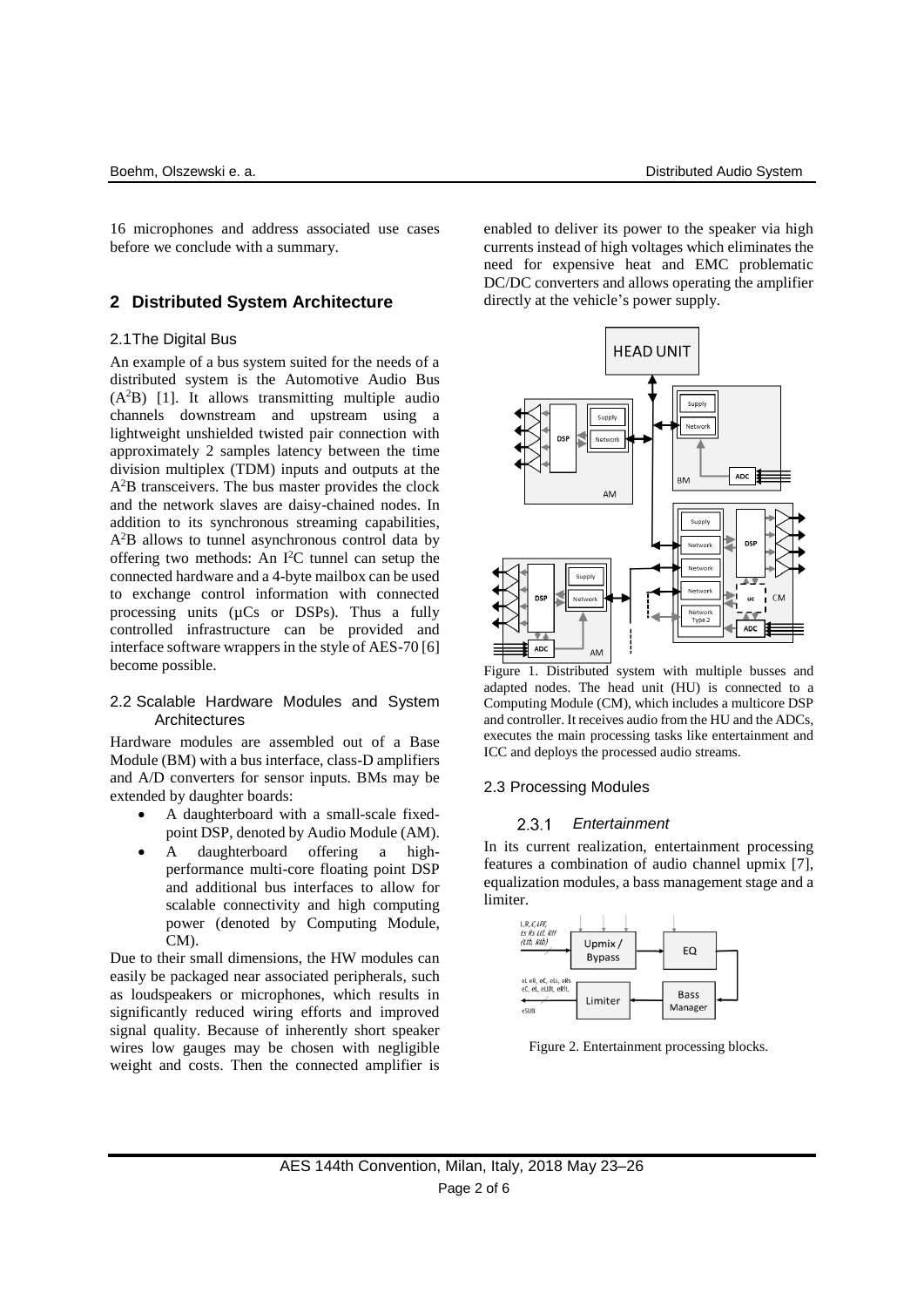16 microphones and address associated use cases before we conclude with a summary.

## 2 Distributed System Architecture

### 2.1 The Digital Bus

An example of a bus system suited for the needs of a distributed system is the Automotive Audio Bus ($A^2B$) [1]. It allows transmitting multiple audio channels downstream and upstream using a lightweight unshielded twisted pair connection with approximately 2 samples latency between the time division multiplex (TDM) inputs and outputs at the $A^2B$ transceivers. The bus master provides the clock and the network slaves are daisy-chained nodes. In addition to its synchronous streaming capabilities, $A^2B$ allows to tunnel asynchronous control data by offering two methods: An $I^2C$ tunnel can setup the connected hardware and a 4-byte mailbox can be used to exchange control information with connected processing units (µCs or DSPs). Thus a fully controlled infrastructure can be provided and interface software wrappers in the style of AES-70 [6] become possible.

### 2.2 Scalable Hardware Modules and System Architectures

Hardware modules are assembled out of a Base Module (BM) with a bus interface, class-D amplifiers and A/D converters for sensor inputs. BMs may be extended by daughter boards:

- A daughterboard with a small-scale fixed-point DSP, denoted by Audio Module (AM).
- A daughterboard offering a high-performance multi-core floating point DSP and additional bus interfaces to allow for scalable connectivity and high computing power (denoted by Computing Module, CM).

Due to their small dimensions, the HW modules can easily be packaged near associated peripherals, such as loudspeakers or microphones, which results in significantly reduced wiring efforts and improved signal quality. Because of inherently short speaker wires low gauges may be chosen with negligible weight and costs. Then the connected amplifier is enabled to deliver its power to the speaker via high currents instead of high voltages which eliminates the need for expensive heat and EMC problematic DC/DC converters and allows operating the amplifier directly at the vehicle's power supply.

Figure 1. Distributed system with multiple busses and adapted nodes. The head unit (HU) is connected to a Computing Module (CM), which includes a multicore DSP and controller. It receives audio from the HU and the ADCs, executes the main processing tasks like entertainment and ICC and deploys the processed audio streams.

### 2.3 Processing Modules

#### 2.3.1 *Entertainment*

In its current realization, entertainment processing features a combination of audio channel upmix [7], equalization modules, a bass management stage and a limiter.

Figure 2. Entertainment processing blocks.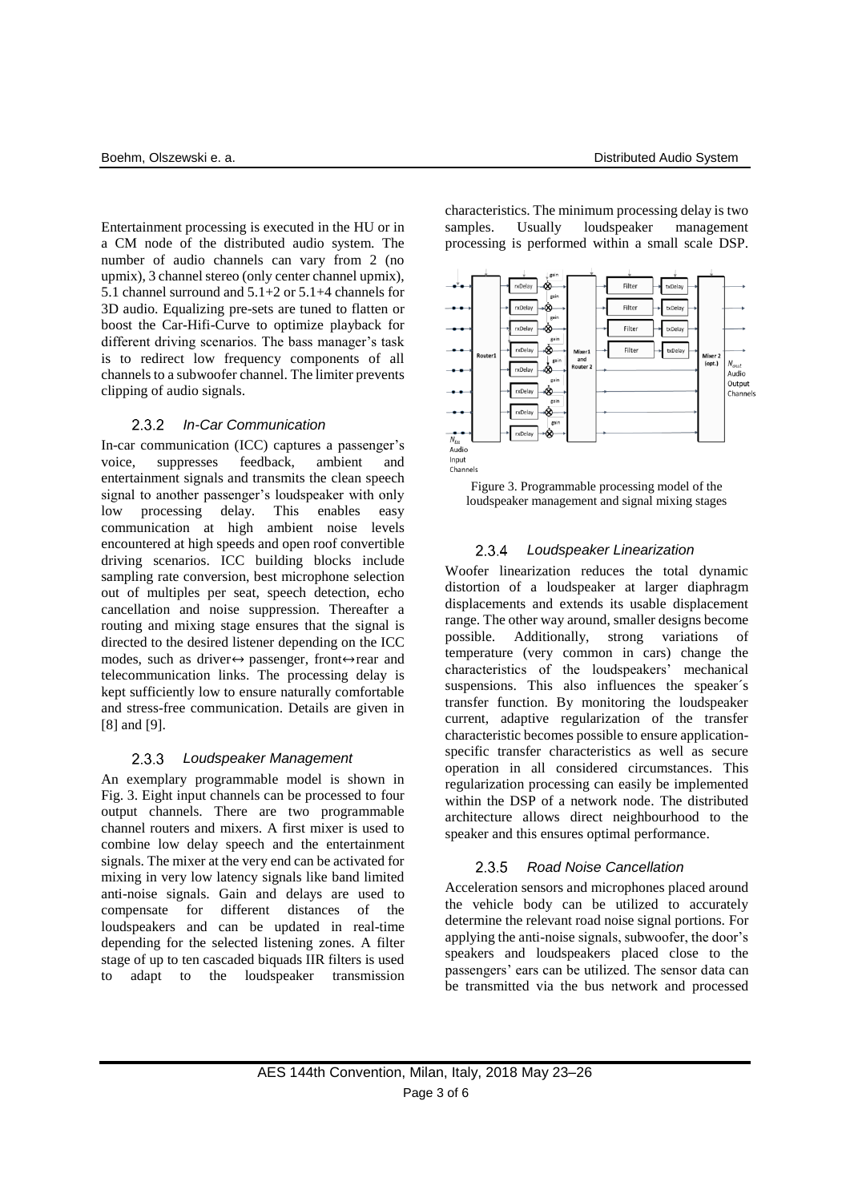Entertainment processing is executed in the HU or in a CM node of the distributed audio system. The number of audio channels can vary from 2 (no upmix), 3 channel stereo (only center channel upmix), 5.1 channel surround and 5.1+2 or 5.1+4 channels for 3D audio. Equalizing pre-sets are tuned to flatten or boost the Car-Hifi-Curve to optimize playback for different driving scenarios. The bass manager's task is to redirect low frequency components of all channels to a subwoofer channel. The limiter prevents clipping of audio signals.

### 2.3.2 *In-Car Communication*

In-car communication (ICC) captures a passenger's voice, suppresses feedback, ambient and entertainment signals and transmits the clean speech signal to another passenger's loudspeaker with only low processing delay. This enables easy communication at high ambient noise levels encountered at high speeds and open roof convertible driving scenarios. ICC building blocks include sampling rate conversion, best microphone selection out of multiples per seat, speech detection, echo cancellation and noise suppression. Thereafter a routing and mixing stage ensures that the signal is directed to the desired listener depending on the ICC modes, such as driver↔ passenger, front↔rear and telecommunication links. The processing delay is kept sufficiently low to ensure naturally comfortable and stress-free communication. Details are given in [8] and [9].

### 2.3.3 *Loudspeaker Management*

An exemplary programmable model is shown in Fig. 3. Eight input channels can be processed to four output channels. There are two programmable channel routers and mixers. A first mixer is used to combine low delay speech and the entertainment signals. The mixer at the very end can be activated for mixing in very low latency signals like band limited anti-noise signals. Gain and delays are used to compensate for different distances of the loudspeakers and can be updated in real-time depending for the selected listening zones. A filter stage of up to ten cascaded biquads IIR filters is used to adapt to the loudspeaker transmission characteristics. The minimum processing delay is two samples. Usually loudspeaker management processing is performed within a small scale DSP.

Figure 3. Programmable processing model of the loudspeaker management and signal mixing stages

### 2.3.4 *Loudspeaker Linearization*

Woofer linearization reduces the total dynamic distortion of a loudspeaker at larger diaphragm displacements and extends its usable displacement range. The other way around, smaller designs become possible. Additionally, strong variations of temperature (very common in cars) change the characteristics of the loudspeakers' mechanical suspensions. This also influences the speaker´s transfer function. By monitoring the loudspeaker current, adaptive regularization of the transfer characteristic becomes possible to ensure application-specific transfer characteristics as well as secure operation in all considered circumstances. This regularization processing can easily be implemented within the DSP of a network node. The distributed architecture allows direct neighbourhood to the speaker and this ensures optimal performance.

### 2.3.5 *Road Noise Cancellation*

Acceleration sensors and microphones placed around the vehicle body can be utilized to accurately determine the relevant road noise signal portions. For applying the anti-noise signals, subwoofer, the door's speakers and loudspeakers placed close to the passengers' ears can be utilized. The sensor data can be transmitted via the bus network and processed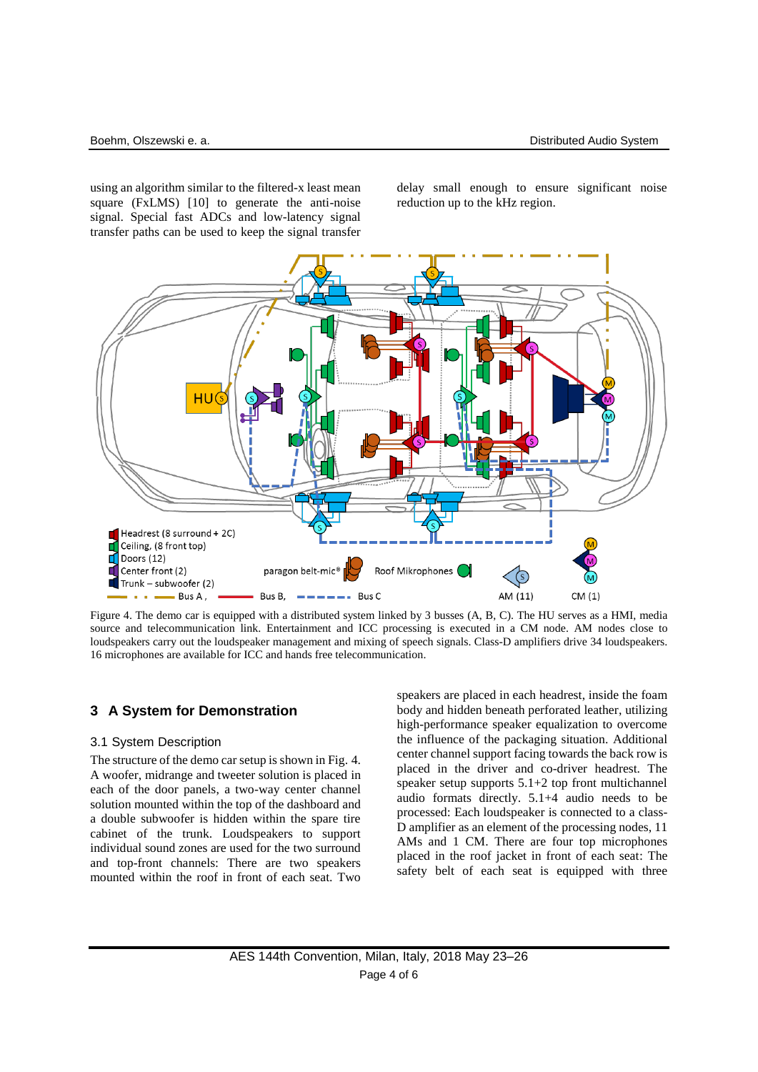using an algorithm similar to the filtered-x least mean square (FxLMS) [10] to generate the anti-noise signal. Special fast ADCs and low-latency signal transfer paths can be used to keep the signal transfer delay small enough to ensure significant noise reduction up to the kHz region.

Figure 4. The demo car is equipped with a distributed system linked by 3 busses (A, B, C). The HU serves as a HMI, media source and telecommunication link. Entertainment and ICC processing is executed in a CM node. AM nodes close to loudspeakers carry out the loudspeaker management and mixing of speech signals. Class-D amplifiers drive 34 loudspeakers. 16 microphones are available for ICC and hands free telecommunication.

## 3 A System for Demonstration

### 3.1 System Description

The structure of the demo car setup is shown in Fig. 4. A woofer, midrange and tweeter solution is placed in each of the door panels, a two-way center channel solution mounted within the top of the dashboard and a double subwoofer is hidden within the spare tire cabinet of the trunk. Loudspeakers to support individual sound zones are used for the two surround and top-front channels: There are two speakers mounted within the roof in front of each seat. Two speakers are placed in each headrest, inside the foam body and hidden beneath perforated leather, utilizing high-performance speaker equalization to overcome the influence of the packaging situation. Additional center channel support facing towards the back row is placed in the driver and co-driver headrest. The speaker setup supports 5.1+2 top front multichannel audio formats directly. 5.1+4 audio needs to be processed: Each loudspeaker is connected to a class-D amplifier as an element of the processing nodes, 11 AMs and 1 CM. There are four top microphones placed in the roof jacket in front of each seat: The safety belt of each seat is equipped with three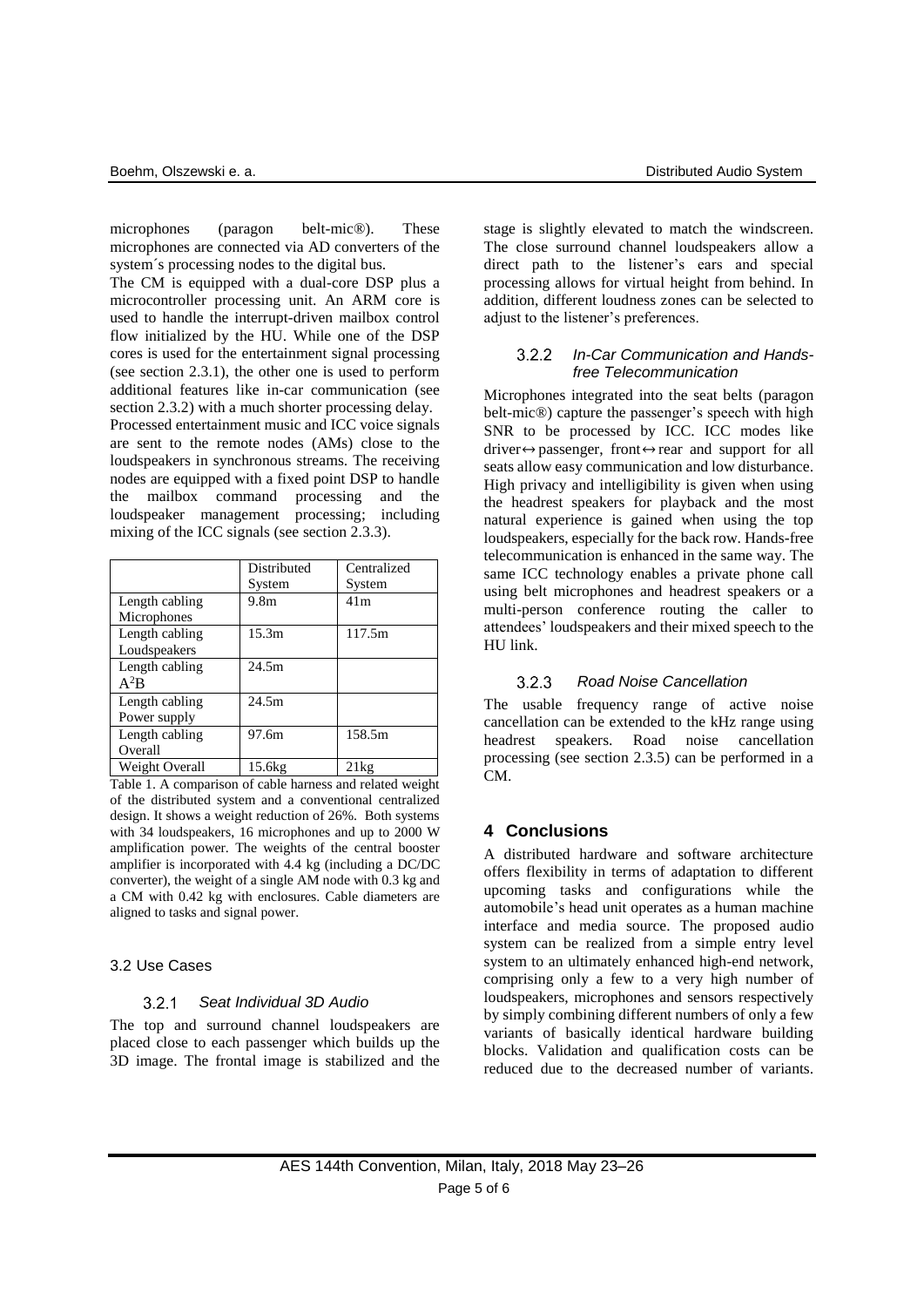microphones (paragon belt-mic®). These microphones are connected via AD converters of the system´s processing nodes to the digital bus.

The CM is equipped with a dual-core DSP plus a microcontroller processing unit. An ARM core is used to handle the interrupt-driven mailbox control flow initialized by the HU. While one of the DSP cores is used for the entertainment signal processing (see section 2.3.1), the other one is used to perform additional features like in-car communication (see section 2.3.2) with a much shorter processing delay.

Processed entertainment music and ICC voice signals are sent to the remote nodes (AMs) close to the loudspeakers in synchronous streams. The receiving nodes are equipped with a fixed point DSP to handle the mailbox command processing and the loudspeaker management processing; including mixing of the ICC signals (see section 2.3.3).

| | Distributed System | Centralized System |
|---|---|---|
| Length cabling Microphones | 9.8m | 41m |
| Length cabling Loudspeakers | 15.3m | 117.5m |
| Length cabling $A^2B$ | 24.5m | |
| Length cabling Power supply | 24.5m | |
| Length cabling Overall | 97.6m | 158.5m |
| Weight Overall | 15.6kg | 21kg |

Table 1. A comparison of cable harness and related weight of the distributed system and a conventional centralized design. It shows a weight reduction of 26%. Both systems with 34 loudspeakers, 16 microphones and up to 2000 W amplification power. The weights of the central booster amplifier is incorporated with 4.4 kg (including a DC/DC converter), the weight of a single AM node with 0.3 kg and a CM with 0.42 kg with enclosures. Cable diameters are aligned to tasks and signal power.

### 3.2 Use Cases

#### 3.2.1 *Seat Individual 3D Audio*

The top and surround channel loudspeakers are placed close to each passenger which builds up the 3D image. The frontal image is stabilized and the stage is slightly elevated to match the windscreen. The close surround channel loudspeakers allow a direct path to the listener's ears and special processing allows for virtual height from behind. In addition, different loudness zones can be selected to adjust to the listener's preferences.

#### 3.2.2 *In-Car Communication and Hands-free Telecommunication*

Microphones integrated into the seat belts (paragon belt-mic®) capture the passenger's speech with high SNR to be processed by ICC. ICC modes like driver↔passenger, front↔rear and support for all seats allow easy communication and low disturbance. High privacy and intelligibility is given when using the headrest speakers for playback and the most natural experience is gained when using the top loudspeakers, especially for the back row. Hands-free telecommunication is enhanced in the same way. The same ICC technology enables a private phone call using belt microphones and headrest speakers or a multi-person conference routing the caller to attendees' loudspeakers and their mixed speech to the HU link.

#### 3.2.3 *Road Noise Cancellation*

The usable frequency range of active noise cancellation can be extended to the kHz range using headrest speakers. Road noise cancellation processing (see section 2.3.5) can be performed in a CM.

## 4 Conclusions

A distributed hardware and software architecture offers flexibility in terms of adaptation to different upcoming tasks and configurations while the automobile's head unit operates as a human machine interface and media source. The proposed audio system can be realized from a simple entry level system to an ultimately enhanced high-end network, comprising only a few to a very high number of loudspeakers, microphones and sensors respectively by simply combining different numbers of only a few variants of basically identical hardware building blocks. Validation and qualification costs can be reduced due to the decreased number of variants.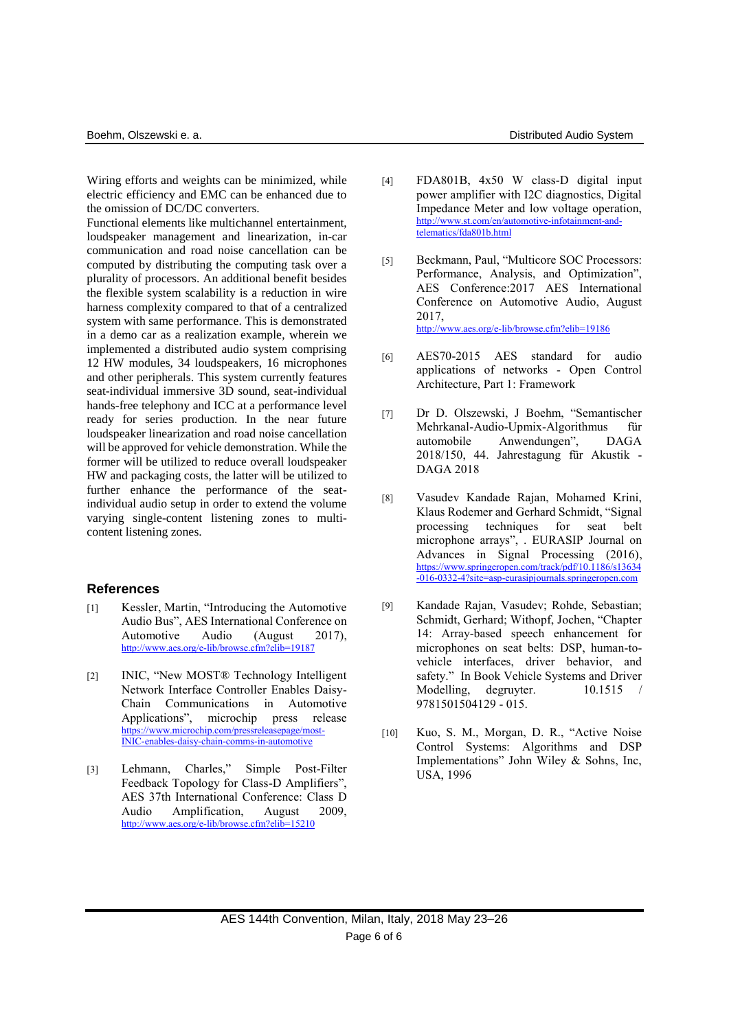Wiring efforts and weights can be minimized, while electric efficiency and EMC can be enhanced due to the omission of DC/DC converters.
Functional elements like multichannel entertainment, loudspeaker management and linearization, in-car communication and road noise cancellation can be computed by distributing the computing task over a plurality of processors. An additional benefit besides the flexible system scalability is a reduction in wire harness complexity compared to that of a centralized system with same performance. This is demonstrated in a demo car as a realization example, wherein we implemented a distributed audio system comprising 12 HW modules, 34 loudspeakers, 16 microphones and other peripherals. This system currently features seat-individual immersive 3D sound, seat-individual hands-free telephony and ICC at a performance level ready for series production. In the near future loudspeaker linearization and road noise cancellation will be approved for vehicle demonstration. While the former will be utilized to reduce overall loudspeaker HW and packaging costs, the latter will be utilized to further enhance the performance of the seat-individual audio setup in order to extend the volume varying single-content listening zones to multi-content listening zones.

## References

[1] Kessler, Martin, “Introducing the Automotive Audio Bus”, AES International Conference on Automotive Audio (August 2017), http://www.aes.org/e-lib/browse.cfm?elib=19187

[2] INIC, “New MOST® Technology Intelligent Network Interface Controller Enables Daisy-Chain Communications in Automotive Applications”, microchip press release https://www.microchip.com/pressreleasepage/most-INIC-enables-daisy-chain-comms-in-automotive

[3] Lehmann, Charles,” Simple Post-Filter Feedback Topology for Class-D Amplifiers”, AES 37th International Conference: Class D Audio Amplification, August 2009, http://www.aes.org/e-lib/browse.cfm?elib=15210

[4] FDA801B, 4x50 W class-D digital input power amplifier with I2C diagnostics, Digital Impedance Meter and low voltage operation, http://www.st.com/en/automotive-infotainment-and-telematics/fda801b.html

[5] Beckmann, Paul, “Multicore SOC Processors: Performance, Analysis, and Optimization”, AES Conference:2017 AES International Conference on Automotive Audio, August 2017, http://www.aes.org/e-lib/browse.cfm?elib=19186

[6] AES70-2015 AES standard for audio applications of networks - Open Control Architecture, Part 1: Framework

[7] Dr D. Olszewski, J Boehm, “Semantischer Mehrkanal-Audio-Upmix-Algorithmus für automobile Anwendungen”, DAGA 2018/150, 44. Jahrestagung für Akustik - DAGA 2018

[8] Vasudev Kandade Rajan, Mohamed Krini, Klaus Rodemer and Gerhard Schmidt, “Signal processing techniques for seat belt microphone arrays”, . EURASIP Journal on Advances in Signal Processing (2016), https://www.springeropen.com/track/pdf/10.1186/s13634-016-0332-4?site=asp-eurasipjournals.springeropen.com

[9] Kandade Rajan, Vasudev; Rohde, Sebastian; Schmidt, Gerhard; Withopf, Jochen, “Chapter 14: Array-based speech enhancement for microphones on seat belts: DSP, human-to-vehicle interfaces, driver behavior, and safety.” In Book Vehicle Systems and Driver Modelling, degruyter. 10.1515 / 9781501504129 - 015.

[10] Kuo, S. M., Morgan, D. R., “Active Noise Control Systems: Algorithms and DSP Implementations” John Wiley & Sohns, Inc, USA, 1996